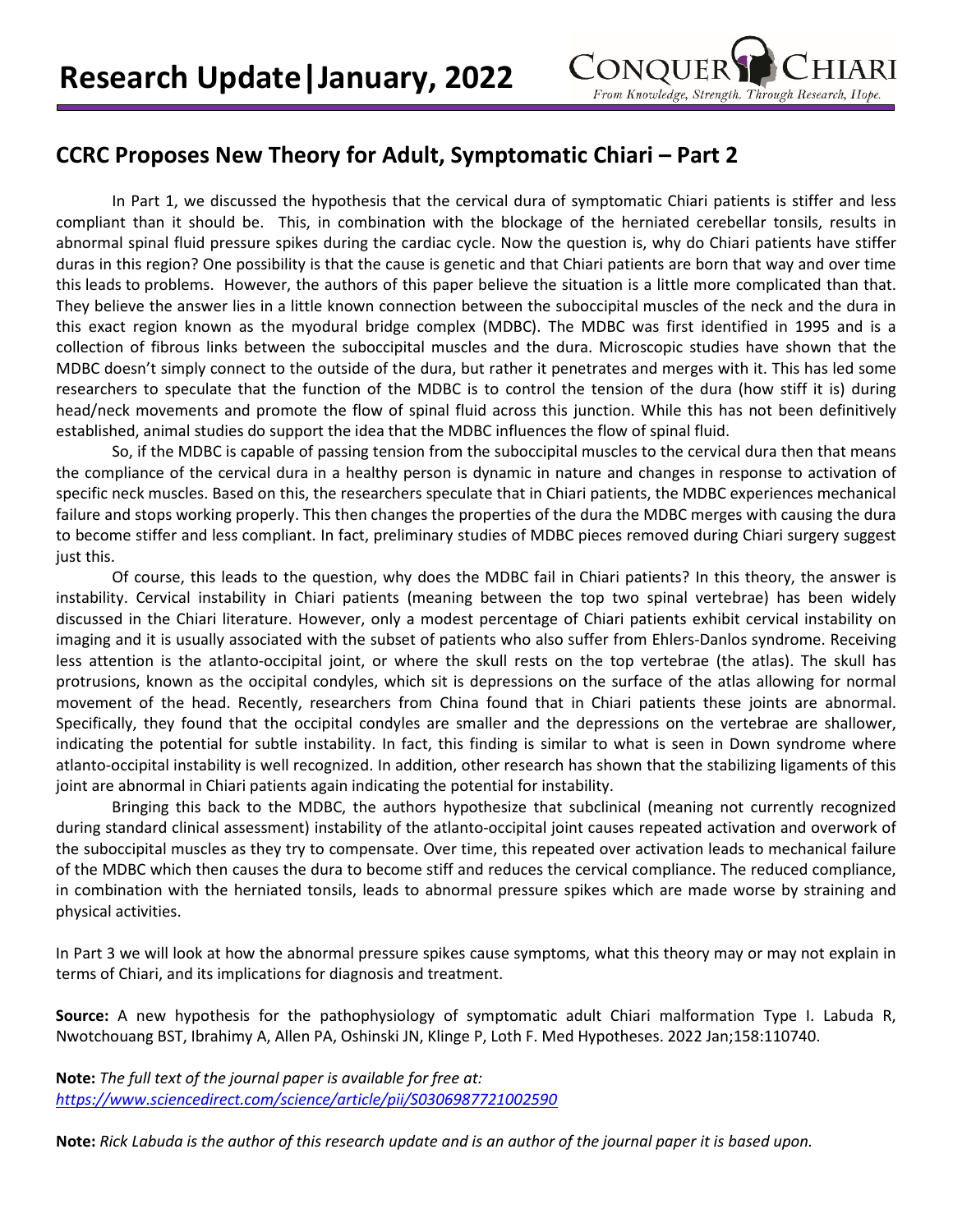# Research Update | January, 2022

## CCRC Proposes New Theory for Adult, Symptomatic Chiari – Part 2

In Part 1, we discussed the hypothesis that the cervical dura of symptomatic Chiari patients is stiffer and less compliant than it should be. This, in combination with the blockage of the herniated cerebellar tonsils, results in abnormal spinal fluid pressure spikes during the cardiac cycle. Now the question is, why do Chiari patients have stiffer duras in this region? One possibility is that the cause is genetic and that Chiari patients are born that way and over time this leads to problems. However, the authors of this paper believe the situation is a little more complicated than that. They believe the answer lies in a little known connection between the suboccipital muscles of the neck and the dura in this exact region known as the myodural bridge complex (MDBC). The MDBC was first identified in 1995 and is a collection of fibrous links between the suboccipital muscles and the dura. Microscopic studies have shown that the MDBC doesn't simply connect to the outside of the dura, but rather it penetrates and merges with it. This has led some researchers to speculate that the function of the MDBC is to control the tension of the dura (how stiff it is) during head/neck movements and promote the flow of spinal fluid across this junction. While this has not been definitively established, animal studies do support the idea that the MDBC influences the flow of spinal fluid.

So, if the MDBC is capable of passing tension from the suboccipital muscles to the cervical dura then that means the compliance of the cervical dura in a healthy person is dynamic in nature and changes in response to activation of specific neck muscles. Based on this, the researchers speculate that in Chiari patients, the MDBC experiences mechanical failure and stops working properly. This then changes the properties of the dura the MDBC merges with causing the dura to become stiffer and less compliant. In fact, preliminary studies of MDBC pieces removed during Chiari surgery suggest just this.

Of course, this leads to the question, why does the MDBC fail in Chiari patients? In this theory, the answer is instability. Cervical instability in Chiari patients (meaning between the top two spinal vertebrae) has been widely discussed in the Chiari literature. However, only a modest percentage of Chiari patients exhibit cervical instability on imaging and it is usually associated with the subset of patients who also suffer from Ehlers-Danlos syndrome. Receiving less attention is the atlanto-occipital joint, or where the skull rests on the top vertebrae (the atlas). The skull has protrusions, known as the occipital condyles, which sit is depressions on the surface of the atlas allowing for normal movement of the head. Recently, researchers from China found that in Chiari patients these joints are abnormal. Specifically, they found that the occipital condyles are smaller and the depressions on the vertebrae are shallower, indicating the potential for subtle instability. In fact, this finding is similar to what is seen in Down syndrome where atlanto-occipital instability is well recognized. In addition, other research has shown that the stabilizing ligaments of this joint are abnormal in Chiari patients again indicating the potential for instability.

Bringing this back to the MDBC, the authors hypothesize that subclinical (meaning not currently recognized during standard clinical assessment) instability of the atlanto-occipital joint causes repeated activation and overwork of the suboccipital muscles as they try to compensate. Over time, this repeated over activation leads to mechanical failure of the MDBC which then causes the dura to become stiff and reduces the cervical compliance. The reduced compliance, in combination with the herniated tonsils, leads to abnormal pressure spikes which are made worse by straining and physical activities.

In Part 3 we will look at how the abnormal pressure spikes cause symptoms, what this theory may or may not explain in terms of Chiari, and its implications for diagnosis and treatment.

**Source:** A new hypothesis for the pathophysiology of symptomatic adult Chiari malformation Type I. Labuda R, Nwotchouang BST, Ibrahimy A, Allen PA, Oshinski JN, Klinge P, Loth F. Med Hypotheses. 2022 Jan;158:110740.

**Note:** *The full text of the journal paper is available for free at:* *https://www.sciencedirect.com/science/article/pii/S0306987721002590*

**Note:** *Rick Labuda is the author of this research update and is an author of the journal paper it is based upon.*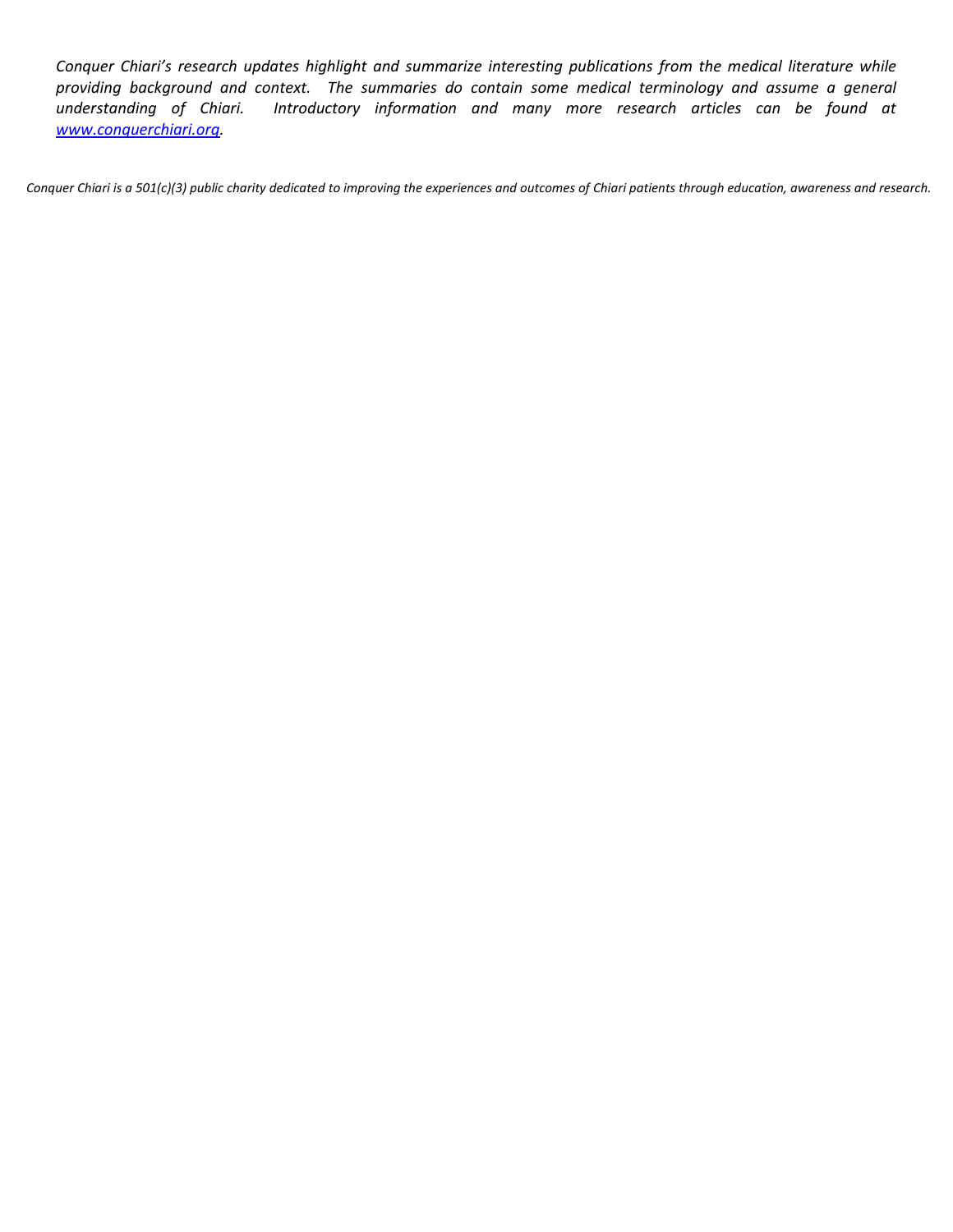*Conquer Chiari's research updates highlight and summarize interesting publications from the medical literature while providing background and context. The summaries do contain some medical terminology and assume a general understanding of Chiari. Introductory information and many more research articles can be found at [www.conquerchiari.org](http://www.conquerchiari.org).*

*Conquer Chiari is a 501(c)(3) public charity dedicated to improving the experiences and outcomes of Chiari patients through education, awareness and research.*